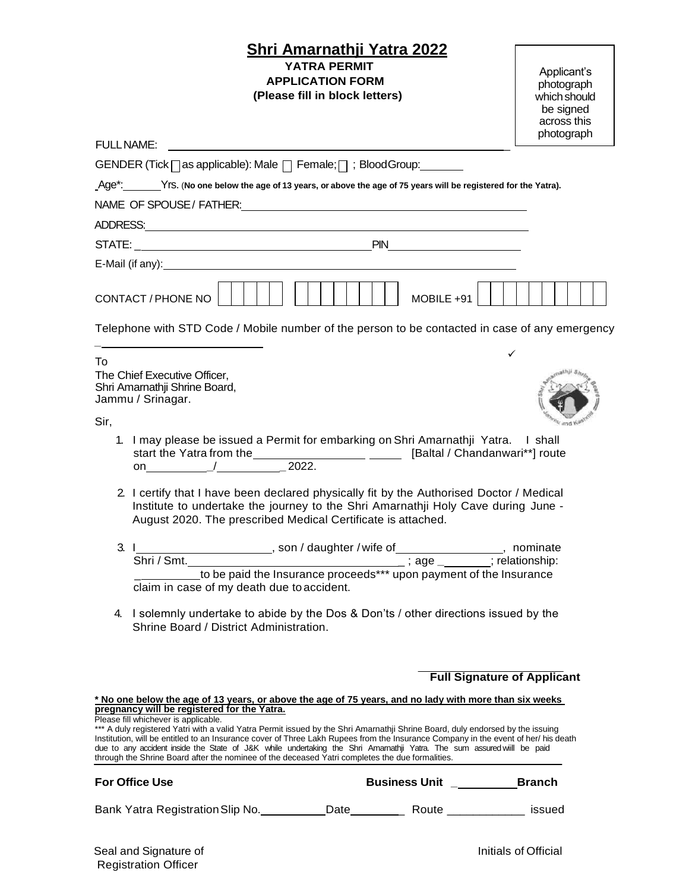# Shri Amarnathji Yatra 2022

**YATRA PERMIT**
**APPLICATION FORM**
**(Please fill in block letters)**

Applicant's photograph which should be signed across this photograph

FULL NAME: ______________________________________________

GENDER (Tick ☐ as applicable): Male ☐ Female; ☐ ; Blood Group: ________

Age*: ______ Yrs. (**No one below the age of 13 years, or above the age of 75 years will be registered for the Yatra).**

NAME OF SPOUSE / FATHER: ______________________________________________

ADDRESS: ______________________________________________

STATE: ______________________________ PIN ____________________

E-Mail (if any): ______________________________________________

CONTACT / PHONE NO ☐☐☐☐☐ ☐☐☐☐☐☐☐☐ MOBILE +91 ☐☐☐☐☐☐☐☐☐☐

Telephone with STD Code / Mobile number of the person to be contacted in case of any emergency ____________________

✓

To
The Chief Executive Officer,
Shri Amarnathji Shrine Board,
Jammu / Srinagar.

Sir,

1. I may please be issued a Permit for embarking on Shri Amarnathji Yatra. I shall start the Yatra from the ________________ _____ [Baltal / Chandanwari**] route on __________/__________ 2022.

2. I certify that I have been declared physically fit by the Authorised Doctor / Medical Institute to undertake the journey to the Shri Amarnathji Holy Cave during June - August 2020. The prescribed Medical Certificate is attached.

3. I ____________________, son / daughter / wife of ________________, nominate Shri / Smt. ______________________________ ; age ________; relationship: __________ to be paid the Insurance proceeds*** upon payment of the Insurance claim in case of my death due to accident.

4. I solemnly undertake to abide by the Dos & Don'ts / other directions issued by the Shrine Board / District Administration.

____________________
**Full Signature of Applicant**

**\* No one below the age of 13 years, or above the age of 75 years, and no lady with more than six weeks pregnancy will be registered for the Yatra.**

Please fill whichever is applicable.

*** A duly registered Yatri with a valid Yatra Permit issued by the Shri Amarnathji Shrine Board, duly endorsed by the issuing Institution, will be entitled to an Insurance cover of Three Lakh Rupees from the Insurance Company in the event of her/ his death due to any accident inside the State of J&K while undertaking the Shri Amarnathji Yatra. The sum assured wiill be paid through the Shrine Board after the nominee of the deceased Yatri completes the due formalities.

**For Office Use** **Business Unit** __________ **Branch**

Bank Yatra Registration Slip No. __________ Date __________ Route ____________ issued

Seal and Signature of Registration Officer

Initials of Official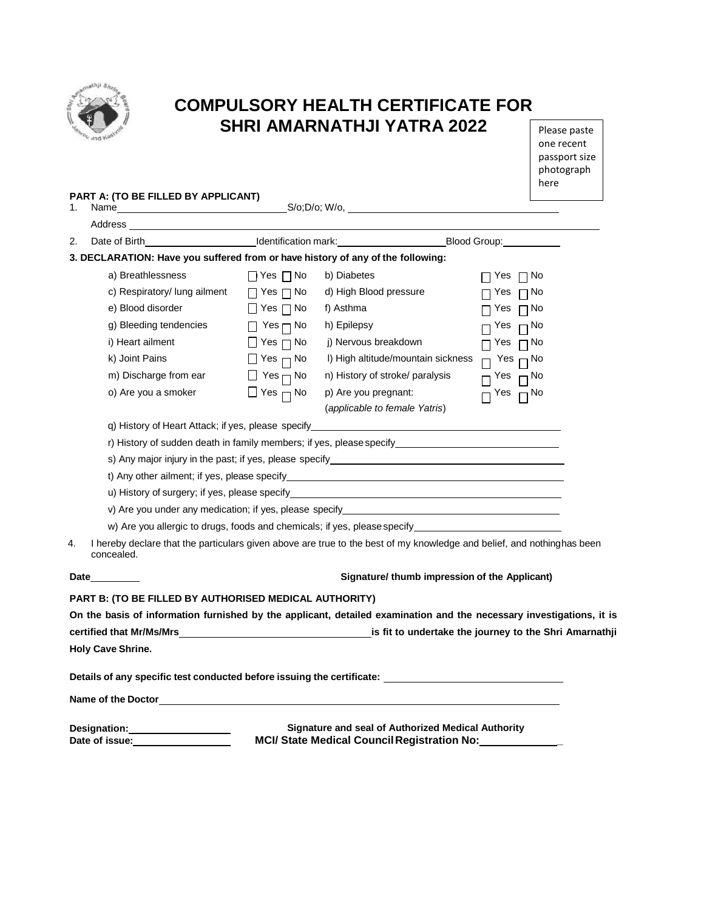# COMPULSORY HEALTH CERTIFICATE FOR SHRI AMARNATHJI YATRA 2022

Please paste one recent passport size photograph here

**PART A: (TO BE FILLED BY APPLICANT)**

1. Name\_\_\_\_\_\_\_\_\_\_\_\_\_\_\_\_\_\_\_\_ S/o;D/o; W/o, \_\_\_\_\_\_\_\_\_\_\_\_\_\_\_\_\_\_\_\_

   Address \_\_\_\_\_\_\_\_\_\_\_\_\_\_\_\_\_\_\_\_\_\_\_\_\_\_\_\_\_\_\_\_\_\_\_\_\_\_\_\_

2. Date of Birth\_\_\_\_\_\_\_\_\_\_\_\_ Identification mark:\_\_\_\_\_\_\_\_\_\_\_\_ Blood Group:\_\_\_\_\_\_\_\_

**3. DECLARATION: Have you suffered from or have history of any of the following:**

| | | | |
|---|---|---|---|
| a) Breathlessness | ☐ Yes ☐ No | b) Diabetes | ☐ Yes ☐ No |
| c) Respiratory/ lung ailment | ☐ Yes ☐ No | d) High Blood pressure | ☐ Yes ☐ No |
| e) Blood disorder | ☐ Yes ☐ No | f) Asthma | ☐ Yes ☐ No |
| g) Bleeding tendencies | ☐ Yes ☐ No | h) Epilepsy | ☐ Yes ☐ No |
| i) Heart ailment | ☐ Yes ☐ No | j) Nervous breakdown | ☐ Yes ☐ No |
| k) Joint Pains | ☐ Yes ☐ No | l) High altitude/mountain sickness | ☐ Yes ☐ No |
| m) Discharge from ear | ☐ Yes ☐ No | n) History of stroke/ paralysis | ☐ Yes ☐ No |
| o) Are you a smoker | ☐ Yes ☐ No | p) Are you pregnant: (*applicable to female Yatris*) | ☐ Yes ☐ No |

q) History of Heart Attack; if yes, please specify\_\_\_\_\_\_\_\_\_\_\_\_\_\_\_\_\_\_\_\_

r) History of sudden death in family members; if yes, please specify\_\_\_\_\_\_\_\_\_\_\_\_\_\_\_\_\_\_\_\_

s) Any major injury in the past; if yes, please specify\_\_\_\_\_\_\_\_\_\_\_\_\_\_\_\_\_\_\_\_

t) Any other ailment; if yes, please specify\_\_\_\_\_\_\_\_\_\_\_\_\_\_\_\_\_\_\_\_

u) History of surgery; if yes, please specify\_\_\_\_\_\_\_\_\_\_\_\_\_\_\_\_\_\_\_\_

v) Are you under any medication; if yes, please specify\_\_\_\_\_\_\_\_\_\_\_\_\_\_\_\_\_\_\_\_

w) Are you allergic to drugs, foods and chemicals; if yes, please specify\_\_\_\_\_\_\_\_\_\_\_\_\_\_\_\_\_\_\_\_

4. I hereby declare that the particulars given above are true to the best of my knowledge and belief, and nothinghas been concealed.

**Date**\_\_\_\_\_\_\_\_ **Signature/ thumb impression of the Applicant)**

**PART B: (TO BE FILLED BY AUTHORISED MEDICAL AUTHORITY)**

**On the basis of information furnished by the applicant, detailed examination and the necessary investigations, it is certified that Mr/Ms/Mrs\_\_\_\_\_\_\_\_\_\_\_\_\_\_\_\_\_\_\_\_ is fit to undertake the journey to the Shri Amarnathji Holy Cave Shrine.**

**Details of any specific test conducted before issuing the certificate:** \_\_\_\_\_\_\_\_\_\_\_\_\_\_\_\_\_\_\_\_

**Name of the Doctor**\_\_\_\_\_\_\_\_\_\_\_\_\_\_\_\_\_\_\_\_

**Designation:**\_\_\_\_\_\_\_\_\_\_\_\_ **Signature and seal of Authorized Medical Authority**

**Date of issue:**\_\_\_\_\_\_\_\_\_\_\_\_ **MCI/ State Medical CouncilRegistration No:**\_\_\_\_\_\_\_\_\_\_\_\_